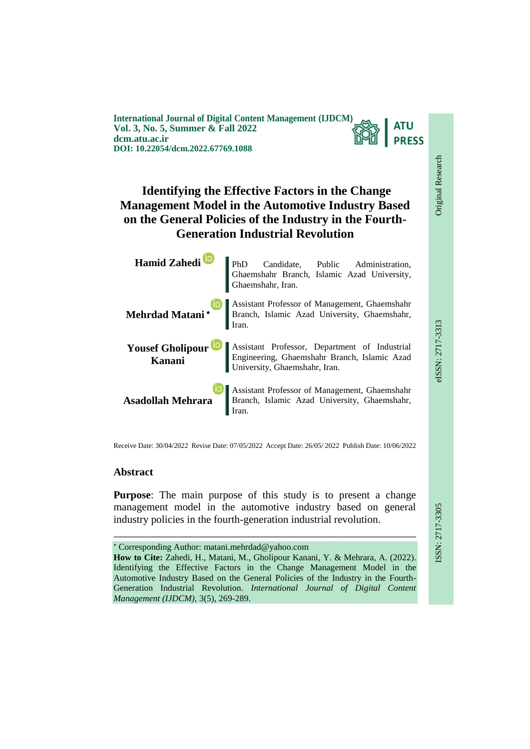International Journal of Digital Content Management (IJDCM)
Vol. 3, No. 5, Summer & Fall 2022
dcm.atu.ac.ir
DOI: 10.22054/dcm.2022.67769.1088

Original Research

eISSN: 2717-3313

ISSN: 2717-3305

# Identifying the Effective Factors in the Change Management Model in the Automotive Industry Based on the General Policies of the Industry in the Fourth-Generation Industrial Revolution

**Hamid Zahedi** — PhD Candidate, Public Administration, Ghaemshahr Branch, Islamic Azad University, Ghaemshahr, Iran.

**Mehrdad Matani** * — Assistant Professor of Management, Ghaemshahr Branch, Islamic Azad University, Ghaemshahr, Iran.

**Yousef Gholipour Kanani** — Assistant Professor, Department of Industrial Engineering, Ghaemshahr Branch, Islamic Azad University, Ghaemshahr, Iran.

**Asadollah Mehrara** — Assistant Professor of Management, Ghaemshahr Branch, Islamic Azad University, Ghaemshahr, Iran.

Receive Date: 30/04/2022 Revise Date: 07/05/2022 Accept Date: 26/05/ 2022 Publish Date: 10/06/2022

## Abstract

**Purpose**: The main purpose of this study is to present a change management model in the automotive industry based on general industry policies in the fourth-generation industrial revolution.

---

* Corresponding Author: matani.mehrdad@yahoo.com

**How to Cite:** Zahedi, H., Matani, M., Gholipour Kanani, Y. & Mehrara, A. (2022). Identifying the Effective Factors in the Change Management Model in the Automotive Industry Based on the General Policies of the Industry in the Fourth-Generation Industrial Revolution. *International Journal of Digital Content Management (IJDCM)*, 3(5), 269-289.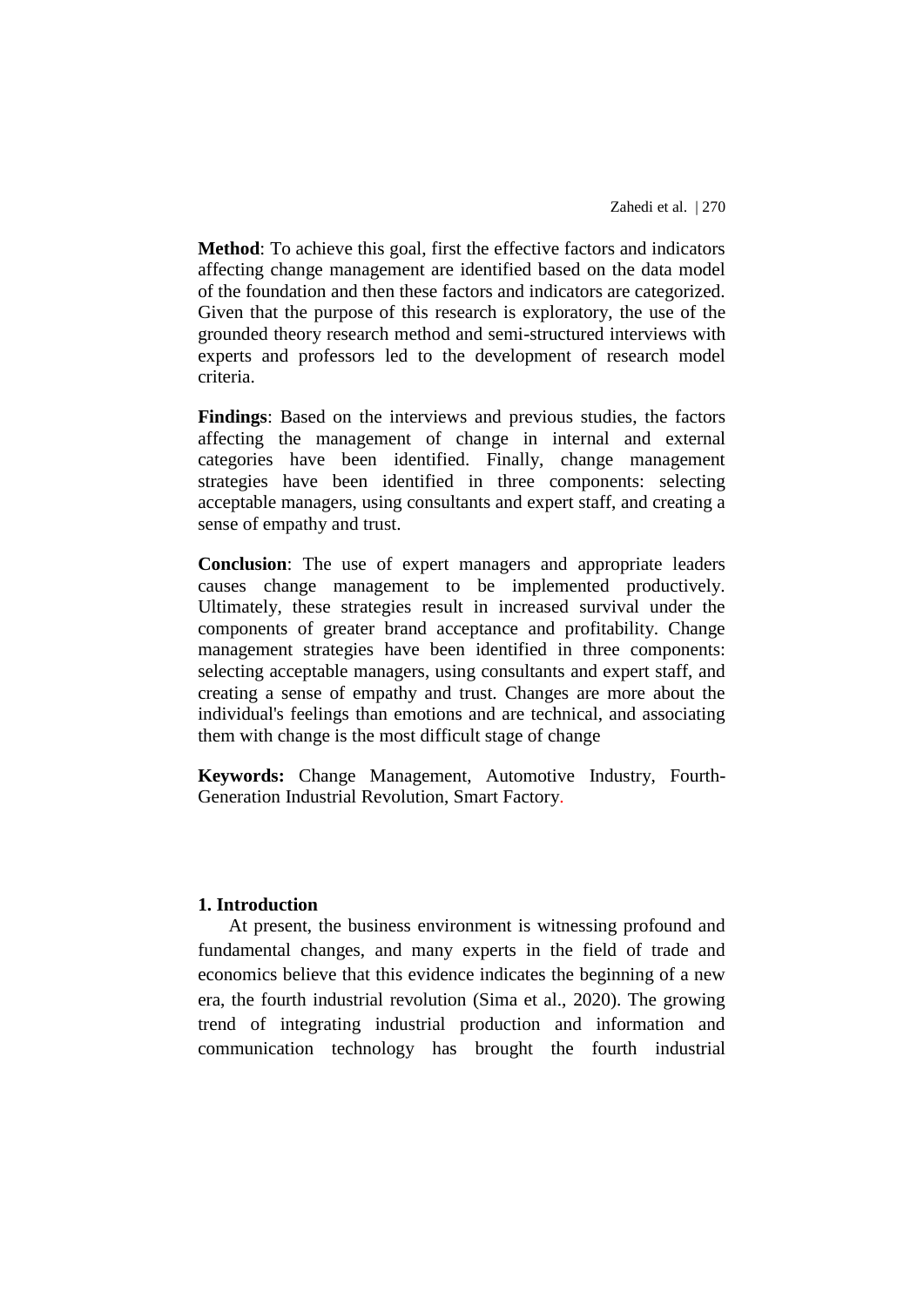**Method**: To achieve this goal, first the effective factors and indicators affecting change management are identified based on the data model of the foundation and then these factors and indicators are categorized. Given that the purpose of this research is exploratory, the use of the grounded theory research method and semi-structured interviews with experts and professors led to the development of research model criteria.

**Findings**: Based on the interviews and previous studies, the factors affecting the management of change in internal and external categories have been identified. Finally, change management strategies have been identified in three components: selecting acceptable managers, using consultants and expert staff, and creating a sense of empathy and trust.

**Conclusion**: The use of expert managers and appropriate leaders causes change management to be implemented productively. Ultimately, these strategies result in increased survival under the components of greater brand acceptance and profitability. Change management strategies have been identified in three components: selecting acceptable managers, using consultants and expert staff, and creating a sense of empathy and trust. Changes are more about the individual's feelings than emotions and are technical, and associating them with change is the most difficult stage of change

**Keywords:** Change Management, Automotive Industry, Fourth-Generation Industrial Revolution, Smart Factory.

## 1. Introduction

At present, the business environment is witnessing profound and fundamental changes, and many experts in the field of trade and economics believe that this evidence indicates the beginning of a new era, the fourth industrial revolution (Sima et al., 2020). The growing trend of integrating industrial production and information and communication technology has brought the fourth industrial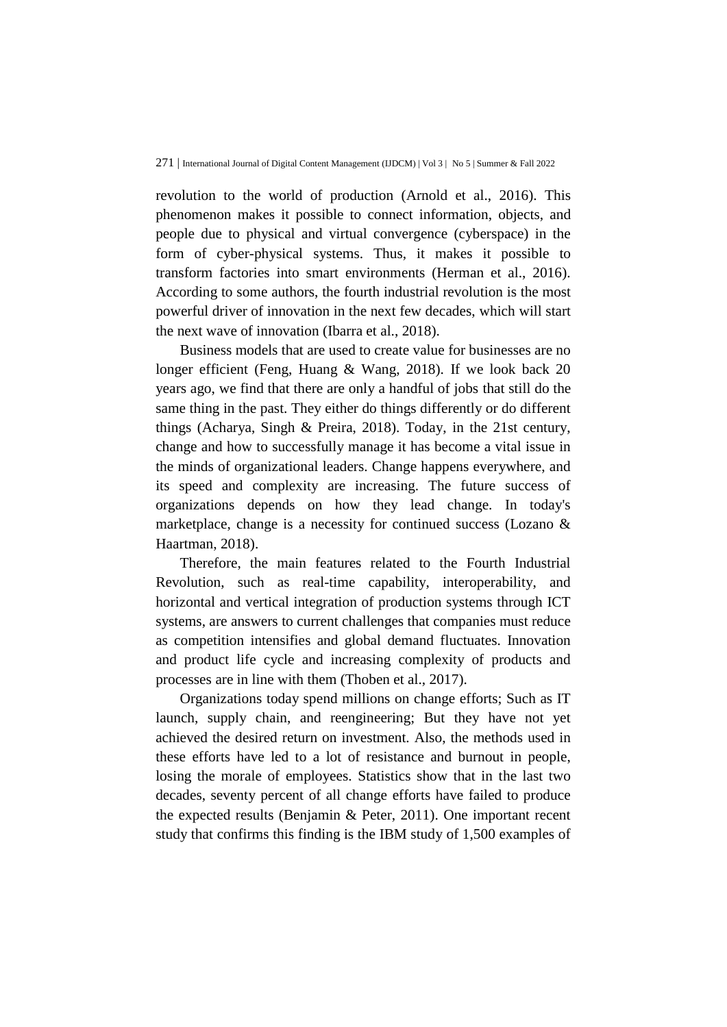revolution to the world of production (Arnold et al., 2016). This phenomenon makes it possible to connect information, objects, and people due to physical and virtual convergence (cyberspace) in the form of cyber-physical systems. Thus, it makes it possible to transform factories into smart environments (Herman et al., 2016). According to some authors, the fourth industrial revolution is the most powerful driver of innovation in the next few decades, which will start the next wave of innovation (Ibarra et al., 2018).

Business models that are used to create value for businesses are no longer efficient (Feng, Huang & Wang, 2018). If we look back 20 years ago, we find that there are only a handful of jobs that still do the same thing in the past. They either do things differently or do different things (Acharya, Singh & Preira, 2018). Today, in the 21st century, change and how to successfully manage it has become a vital issue in the minds of organizational leaders. Change happens everywhere, and its speed and complexity are increasing. The future success of organizations depends on how they lead change. In today's marketplace, change is a necessity for continued success (Lozano & Haartman, 2018).

Therefore, the main features related to the Fourth Industrial Revolution, such as real-time capability, interoperability, and horizontal and vertical integration of production systems through ICT systems, are answers to current challenges that companies must reduce as competition intensifies and global demand fluctuates. Innovation and product life cycle and increasing complexity of products and processes are in line with them (Thoben et al., 2017).

Organizations today spend millions on change efforts; Such as IT launch, supply chain, and reengineering; But they have not yet achieved the desired return on investment. Also, the methods used in these efforts have led to a lot of resistance and burnout in people, losing the morale of employees. Statistics show that in the last two decades, seventy percent of all change efforts have failed to produce the expected results (Benjamin & Peter, 2011). One important recent study that confirms this finding is the IBM study of 1,500 examples of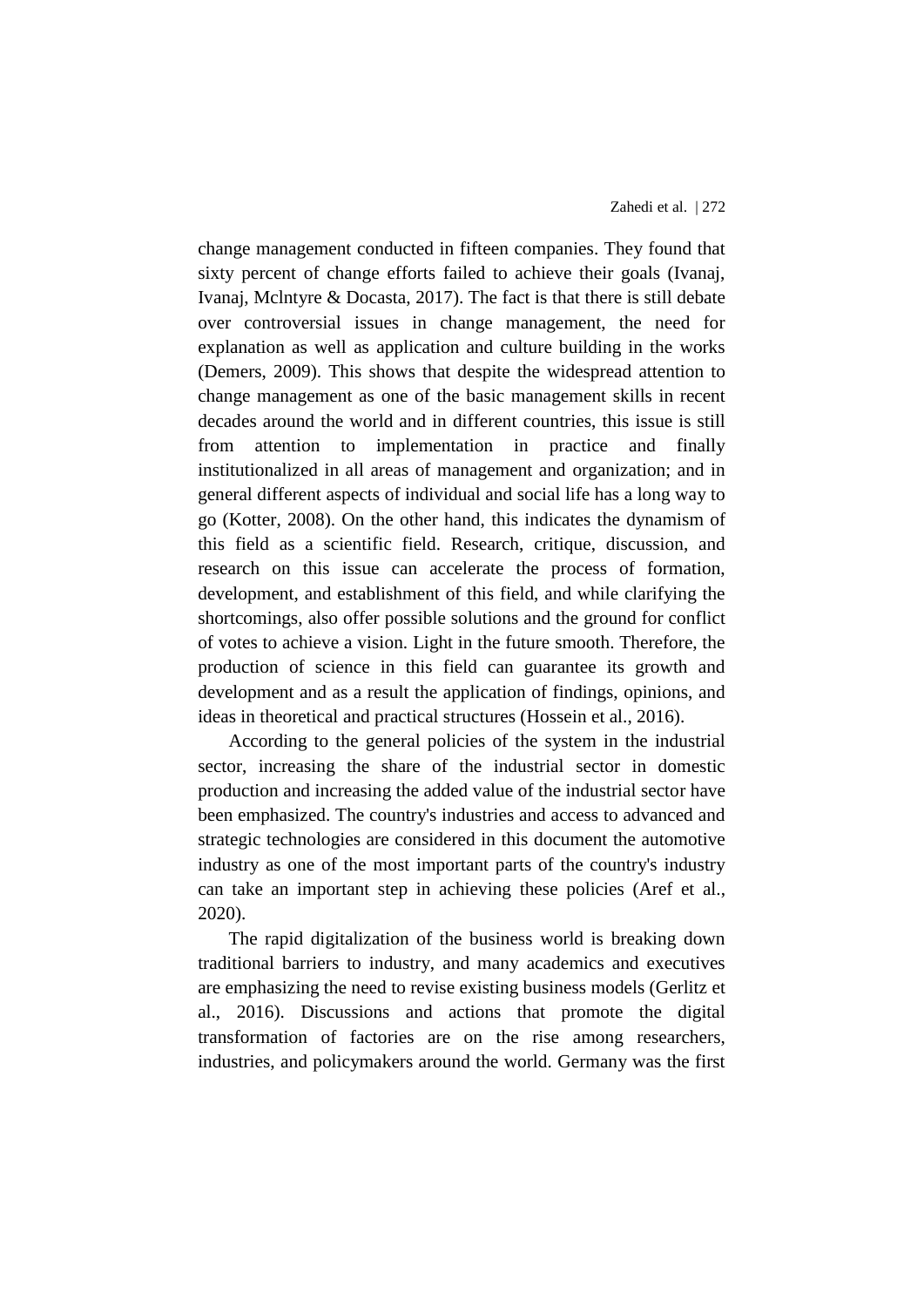change management conducted in fifteen companies. They found that sixty percent of change efforts failed to achieve their goals (Ivanaj, Ivanaj, Mclntyre & Docasta, 2017). The fact is that there is still debate over controversial issues in change management, the need for explanation as well as application and culture building in the works (Demers, 2009). This shows that despite the widespread attention to change management as one of the basic management skills in recent decades around the world and in different countries, this issue is still from attention to implementation in practice and finally institutionalized in all areas of management and organization; and in general different aspects of individual and social life has a long way to go (Kotter, 2008). On the other hand, this indicates the dynamism of this field as a scientific field. Research, critique, discussion, and research on this issue can accelerate the process of formation, development, and establishment of this field, and while clarifying the shortcomings, also offer possible solutions and the ground for conflict of votes to achieve a vision. Light in the future smooth. Therefore, the production of science in this field can guarantee its growth and development and as a result the application of findings, opinions, and ideas in theoretical and practical structures (Hossein et al., 2016).

According to the general policies of the system in the industrial sector, increasing the share of the industrial sector in domestic production and increasing the added value of the industrial sector have been emphasized. The country's industries and access to advanced and strategic technologies are considered in this document the automotive industry as one of the most important parts of the country's industry can take an important step in achieving these policies (Aref et al., 2020).

The rapid digitalization of the business world is breaking down traditional barriers to industry, and many academics and executives are emphasizing the need to revise existing business models (Gerlitz et al., 2016). Discussions and actions that promote the digital transformation of factories are on the rise among researchers, industries, and policymakers around the world. Germany was the first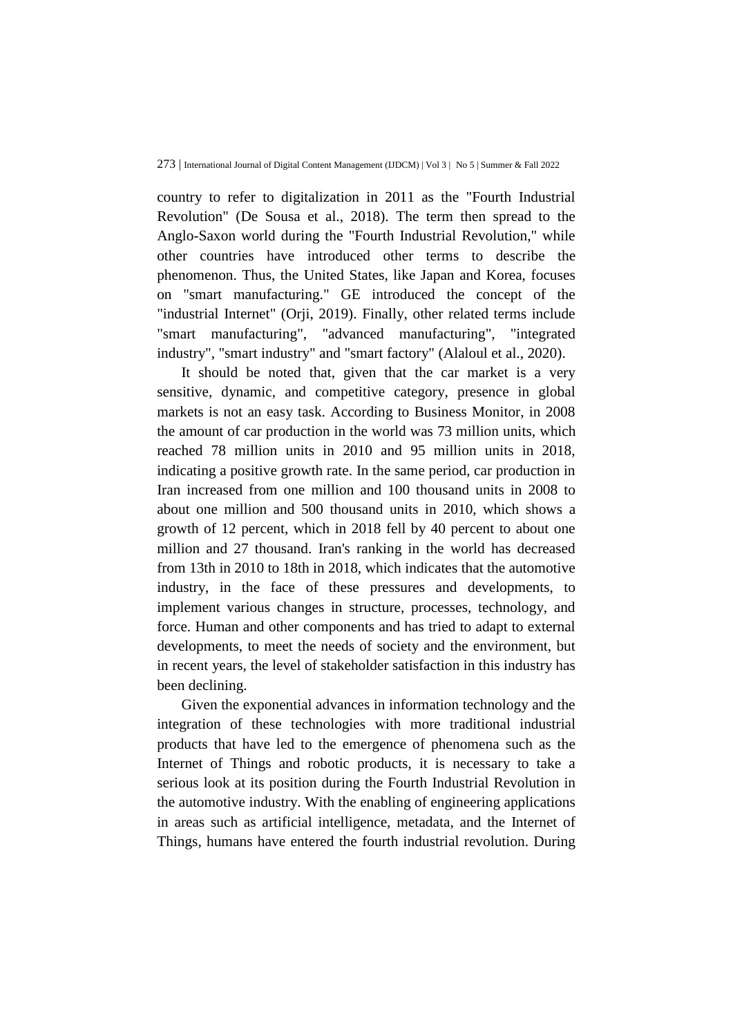country to refer to digitalization in 2011 as the "Fourth Industrial Revolution" (De Sousa et al., 2018). The term then spread to the Anglo-Saxon world during the "Fourth Industrial Revolution," while other countries have introduced other terms to describe the phenomenon. Thus, the United States, like Japan and Korea, focuses on "smart manufacturing." GE introduced the concept of the "industrial Internet" (Orji, 2019). Finally, other related terms include "smart manufacturing", "advanced manufacturing", "integrated industry", "smart industry" and "smart factory" (Alaloul et al., 2020).

It should be noted that, given that the car market is a very sensitive, dynamic, and competitive category, presence in global markets is not an easy task. According to Business Monitor, in 2008 the amount of car production in the world was 73 million units, which reached 78 million units in 2010 and 95 million units in 2018, indicating a positive growth rate. In the same period, car production in Iran increased from one million and 100 thousand units in 2008 to about one million and 500 thousand units in 2010, which shows a growth of 12 percent, which in 2018 fell by 40 percent to about one million and 27 thousand. Iran's ranking in the world has decreased from 13th in 2010 to 18th in 2018, which indicates that the automotive industry, in the face of these pressures and developments, to implement various changes in structure, processes, technology, and force. Human and other components and has tried to adapt to external developments, to meet the needs of society and the environment, but in recent years, the level of stakeholder satisfaction in this industry has been declining.

Given the exponential advances in information technology and the integration of these technologies with more traditional industrial products that have led to the emergence of phenomena such as the Internet of Things and robotic products, it is necessary to take a serious look at its position during the Fourth Industrial Revolution in the automotive industry. With the enabling of engineering applications in areas such as artificial intelligence, metadata, and the Internet of Things, humans have entered the fourth industrial revolution. During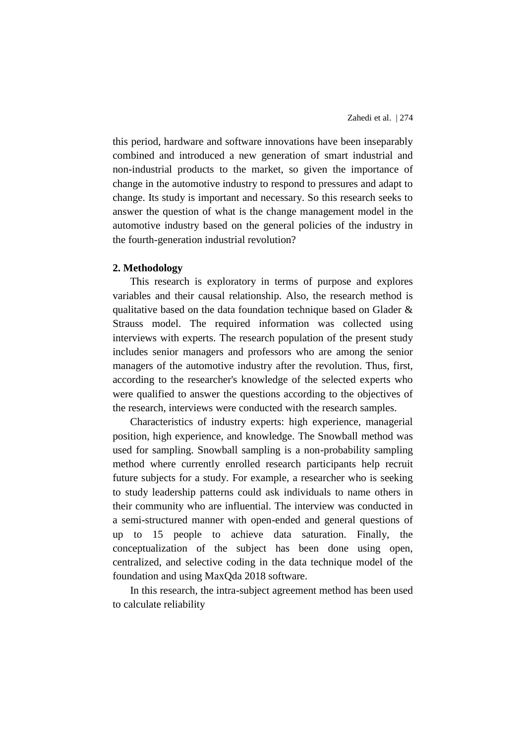this period, hardware and software innovations have been inseparably combined and introduced a new generation of smart industrial and non-industrial products to the market, so given the importance of change in the automotive industry to respond to pressures and adapt to change. Its study is important and necessary. So this research seeks to answer the question of what is the change management model in the automotive industry based on the general policies of the industry in the fourth-generation industrial revolution?

## 2. Methodology

This research is exploratory in terms of purpose and explores variables and their causal relationship. Also, the research method is qualitative based on the data foundation technique based on Glader & Strauss model. The required information was collected using interviews with experts. The research population of the present study includes senior managers and professors who are among the senior managers of the automotive industry after the revolution. Thus, first, according to the researcher's knowledge of the selected experts who were qualified to answer the questions according to the objectives of the research, interviews were conducted with the research samples.

Characteristics of industry experts: high experience, managerial position, high experience, and knowledge. The Snowball method was used for sampling. Snowball sampling is a non-probability sampling method where currently enrolled research participants help recruit future subjects for a study. For example, a researcher who is seeking to study leadership patterns could ask individuals to name others in their community who are influential. The interview was conducted in a semi-structured manner with open-ended and general questions of up to 15 people to achieve data saturation. Finally, the conceptualization of the subject has been done using open, centralized, and selective coding in the data technique model of the foundation and using MaxQda 2018 software.

In this research, the intra-subject agreement method has been used to calculate reliability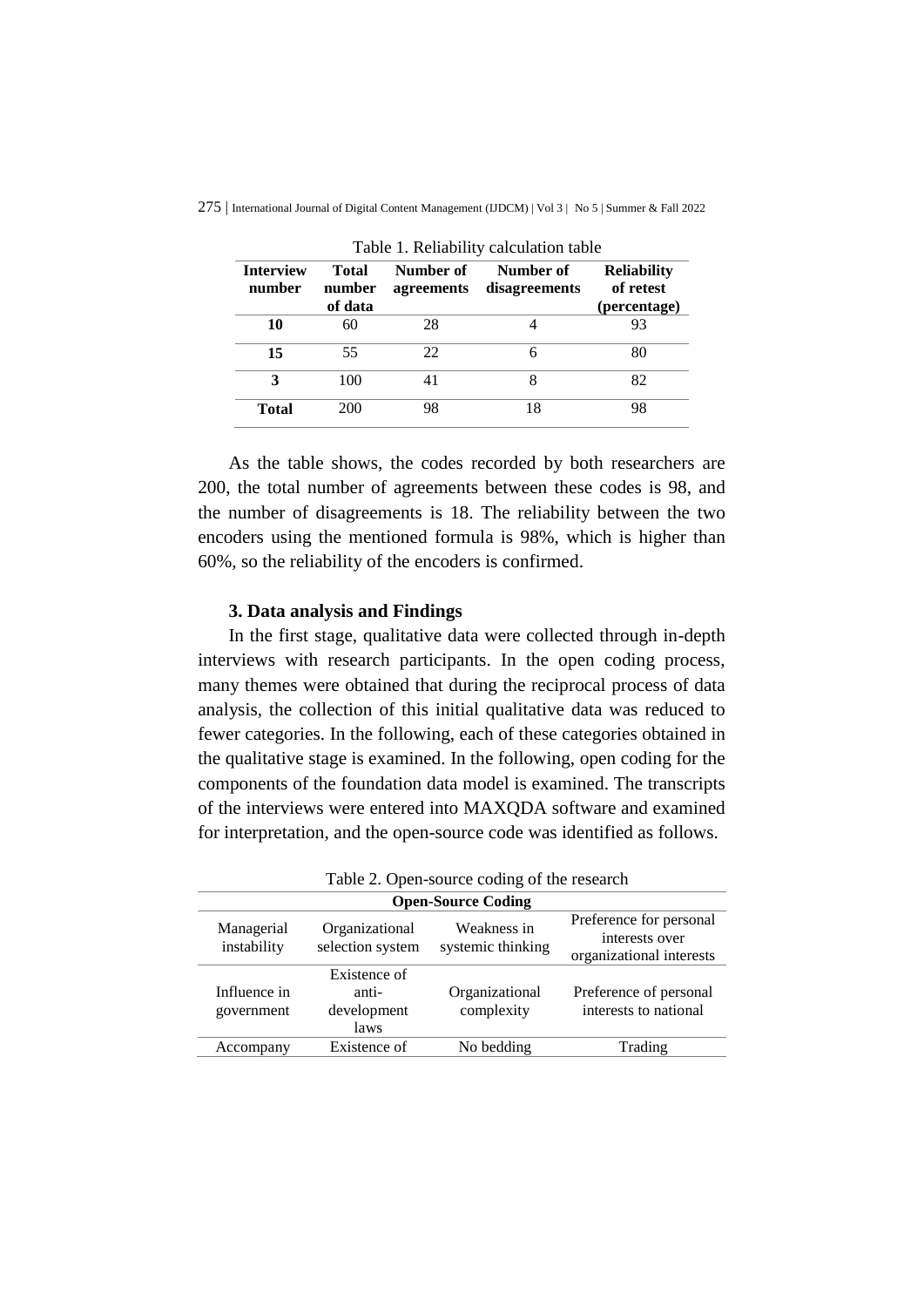Table 1. Reliability calculation table

| Interview number | Total number of data | Number of agreements | Number of disagreements | Reliability of retest (percentage) |
|---|---|---|---|---|
| **10** | 60 | 28 | 4 | 93 |
| **15** | 55 | 22 | 6 | 80 |
| **3** | 100 | 41 | 8 | 82 |
| **Total** | 200 | 98 | 18 | 98 |

As the table shows, the codes recorded by both researchers are 200, the total number of agreements between these codes is 98, and the number of disagreements is 18. The reliability between the two encoders using the mentioned formula is 98%, which is higher than 60%, so the reliability of the encoders is confirmed.

### 3. Data analysis and Findings

In the first stage, qualitative data were collected through in-depth interviews with research participants. In the open coding process, many themes were obtained that during the reciprocal process of data analysis, the collection of this initial qualitative data was reduced to fewer categories. In the following, each of these categories obtained in the qualitative stage is examined. In the following, open coding for the components of the foundation data model is examined. The transcripts of the interviews were entered into MAXQDA software and examined for interpretation, and the open-source code was identified as follows.

Table 2. Open-source coding of the research

| **Open-Source Coding** | | | |
|---|---|---|---|
| Managerial instability | Organizational selection system | Weakness in systemic thinking | Preference for personal interests over organizational interests |
| Influence in government | Existence of anti-development laws | Organizational complexity | Preference of personal interests to national |
| Accompany | Existence of | No bedding | Trading |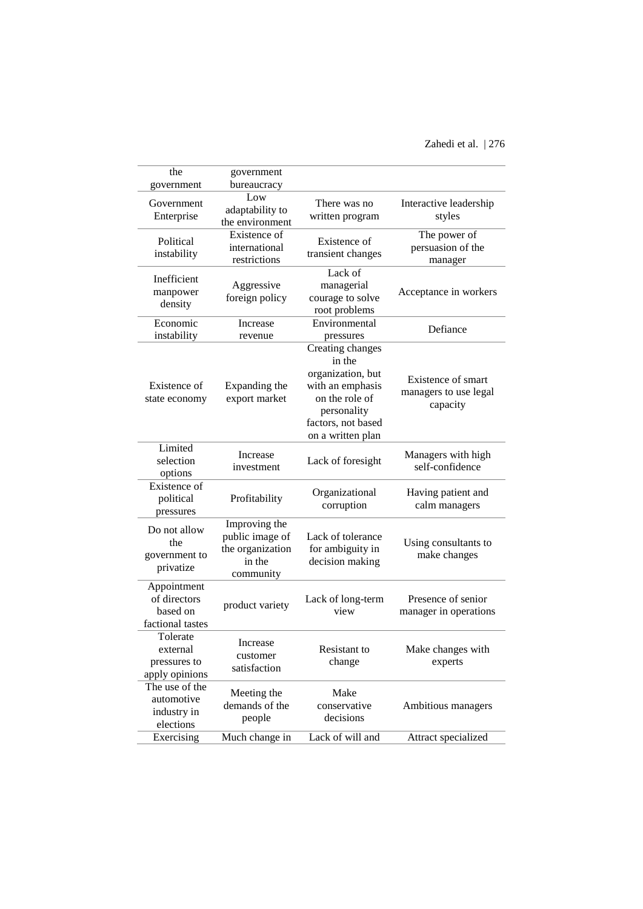| | | | |
|---|---|---|---|
| the government | government bureaucracy | | |
| Government Enterprise | Low adaptability to the environment | There was no written program | Interactive leadership styles |
| Political instability | Existence of international restrictions | Existence of transient changes | The power of persuasion of the manager |
| Inefficient manpower density | Aggressive foreign policy | Lack of managerial courage to solve root problems | Acceptance in workers |
| Economic instability | Increase revenue | Environmental pressures | Defiance |
| Existence of state economy | Expanding the export market | Creating changes in the organization, but with an emphasis on the role of personality factors, not based on a written plan | Existence of smart managers to use legal capacity |
| Limited selection options | Increase investment | Lack of foresight | Managers with high self-confidence |
| Existence of political pressures | Profitability | Organizational corruption | Having patient and calm managers |
| Do not allow the government to privatize | Improving the public image of the organization in the community | Lack of tolerance for ambiguity in decision making | Using consultants to make changes |
| Appointment of directors based on factional tastes | product variety | Lack of long-term view | Presence of senior manager in operations |
| Tolerate external pressures to apply opinions | Increase customer satisfaction | Resistant to change | Make changes with experts |
| The use of the automotive industry in elections | Meeting the demands of the people | Make conservative decisions | Ambitious managers |
| Exercising | Much change in | Lack of will and | Attract specialized |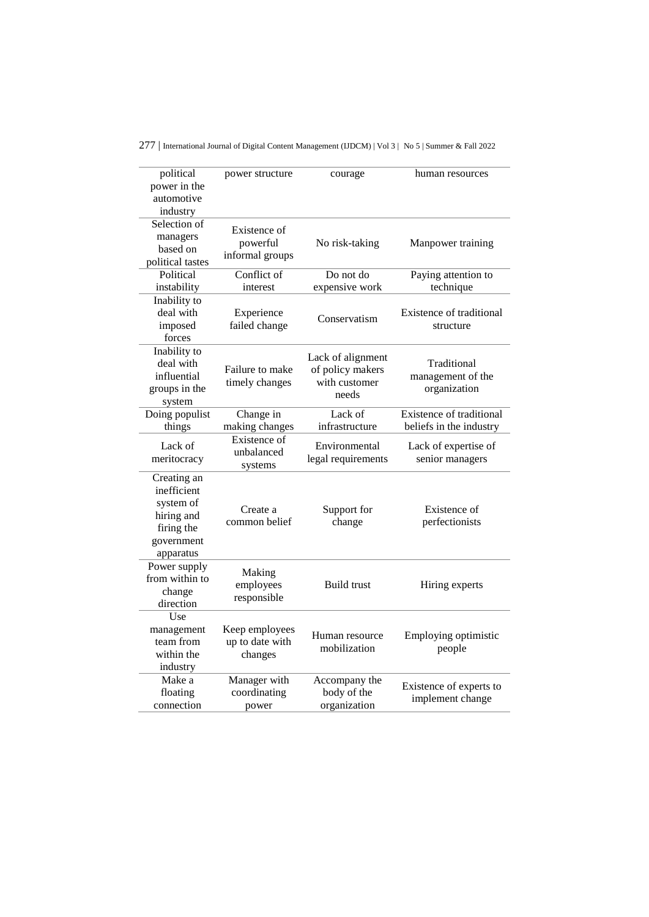| | | | |
|---|---|---|---|
| political power in the automotive industry | power structure | courage | human resources |
| Selection of managers based on political tastes | Existence of powerful informal groups | No risk-taking | Manpower training |
| Political instability | Conflict of interest | Do not do expensive work | Paying attention to technique |
| Inability to deal with imposed forces | Experience failed change | Conservatism | Existence of traditional structure |
| Inability to deal with influential groups in the system | Failure to make timely changes | Lack of alignment of policy makers with customer needs | Traditional management of the organization |
| Doing populist things | Change in making changes | Lack of infrastructure | Existence of traditional beliefs in the industry |
| Lack of meritocracy | Existence of unbalanced systems | Environmental legal requirements | Lack of expertise of senior managers |
| Creating an inefficient system of hiring and firing the government apparatus | Create a common belief | Support for change | Existence of perfectionists |
| Power supply from within to change direction | Making employees responsible | Build trust | Hiring experts |
| Use management team from within the industry | Keep employees up to date with changes | Human resource mobilization | Employing optimistic people |
| Make a floating connection | Manager with coordinating power | Accompany the body of the organization | Existence of experts to implement change |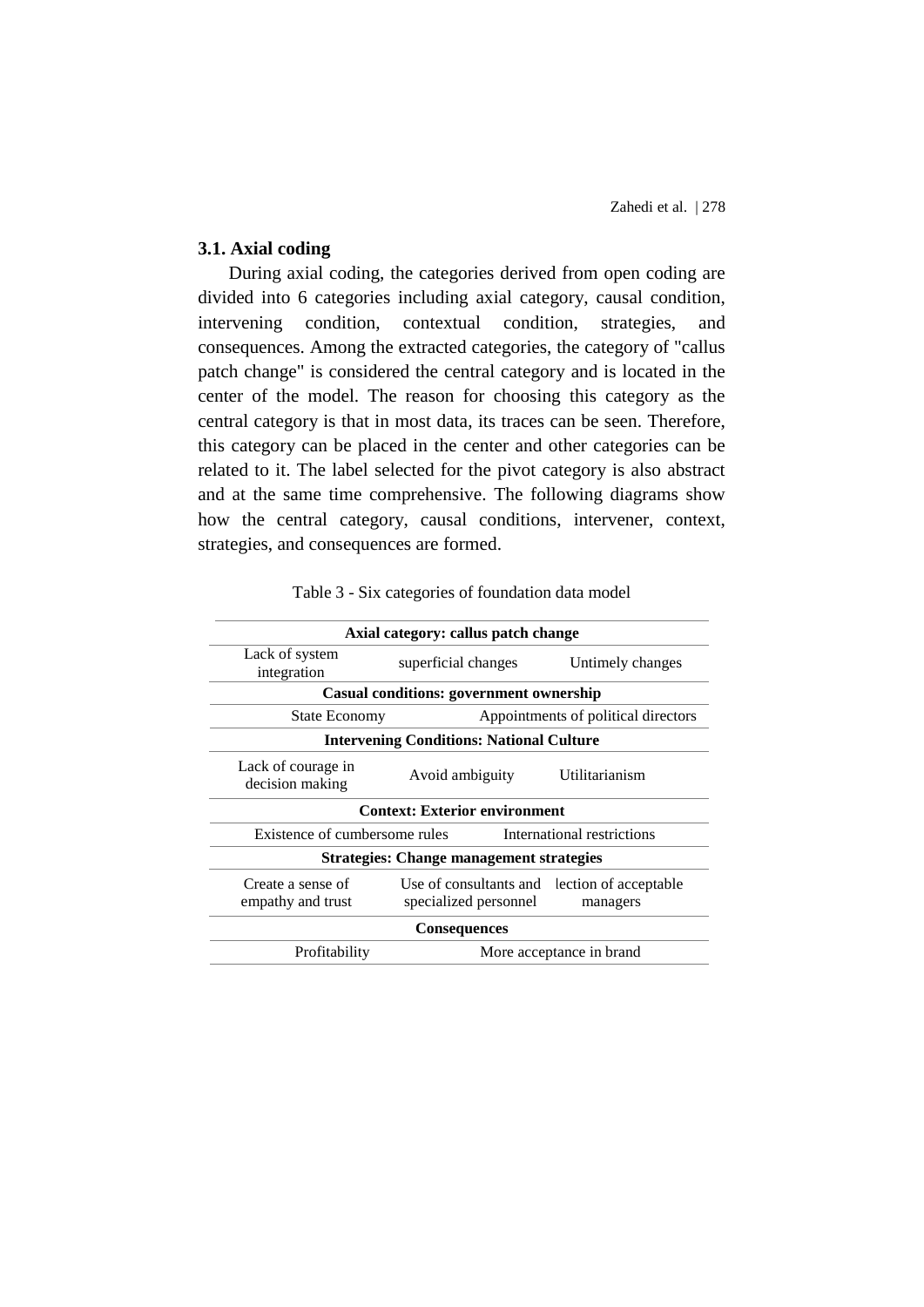### 3.1. Axial coding

During axial coding, the categories derived from open coding are divided into 6 categories including axial category, causal condition, intervening condition, contextual condition, strategies, and consequences. Among the extracted categories, the category of "callus patch change" is considered the central category and is located in the center of the model. The reason for choosing this category as the central category is that in most data, its traces can be seen. Therefore, this category can be placed in the center and other categories can be related to it. The label selected for the pivot category is also abstract and at the same time comprehensive. The following diagrams show how the central category, causal conditions, intervener, context, strategies, and consequences are formed.

Table 3 - Six categories of foundation data model

| **Axial category: callus patch change** | | |
|---|---|---|
| Lack of system integration | superficial changes | Untimely changes |
| **Casual conditions: government ownership** | | |
| State Economy | Appointments of political directors | |
| **Intervening Conditions: National Culture** | | |
| Lack of courage in decision making | Avoid ambiguity | Utilitarianism |
| **Context: Exterior environment** | | |
| Existence of cumbersome rules | International restrictions | |
| **Strategies: Change management strategies** | | |
| Create a sense of empathy and trust | Use of consultants and specialized personnel | lection of acceptable managers |
| **Consequences** | | |
| Profitability | More acceptance in brand | |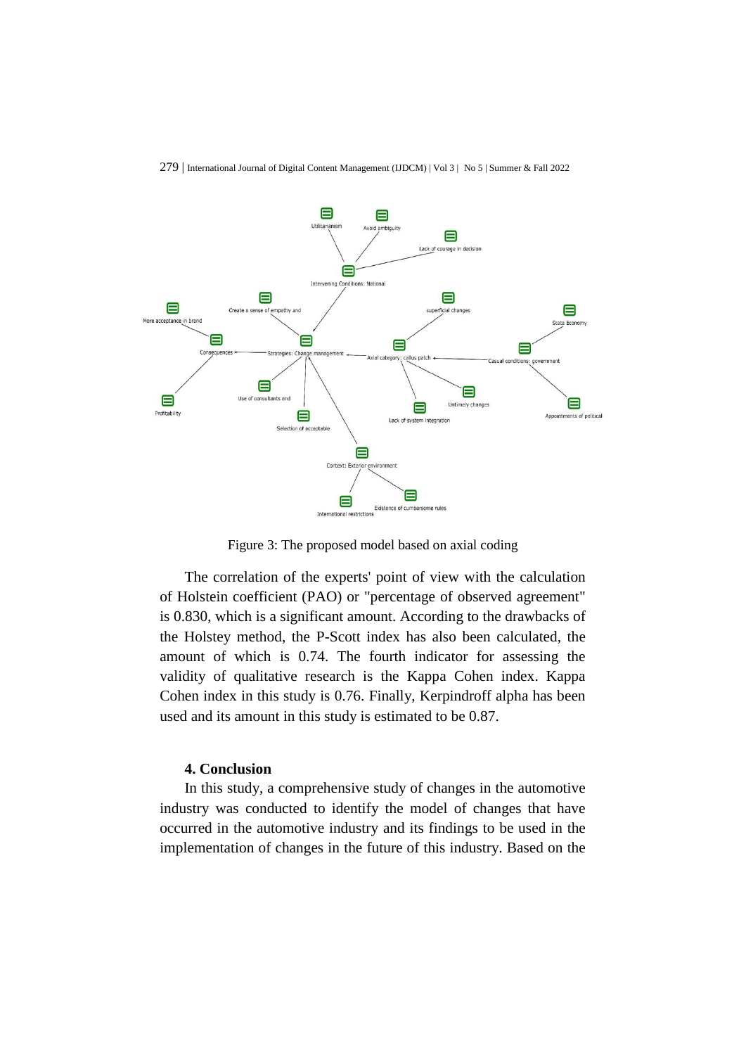Figure 3: The proposed model based on axial coding

The correlation of the experts' point of view with the calculation of Holstein coefficient (PAO) or "percentage of observed agreement" is 0.830, which is a significant amount. According to the drawbacks of the Holstey method, the P-Scott index has also been calculated, the amount of which is 0.74. The fourth indicator for assessing the validity of qualitative research is the Kappa Cohen index. Kappa Cohen index in this study is 0.76. Finally, Kerpindroff alpha has been used and its amount in this study is estimated to be 0.87.

## 4. Conclusion

In this study, a comprehensive study of changes in the automotive industry was conducted to identify the model of changes that have occurred in the automotive industry and its findings to be used in the implementation of changes in the future of this industry. Based on the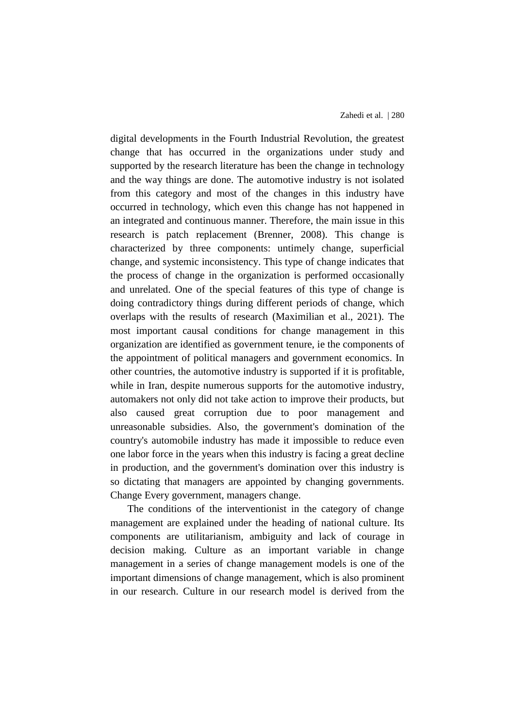digital developments in the Fourth Industrial Revolution, the greatest change that has occurred in the organizations under study and supported by the research literature has been the change in technology and the way things are done. The automotive industry is not isolated from this category and most of the changes in this industry have occurred in technology, which even this change has not happened in an integrated and continuous manner. Therefore, the main issue in this research is patch replacement (Brenner, 2008). This change is characterized by three components: untimely change, superficial change, and systemic inconsistency. This type of change indicates that the process of change in the organization is performed occasionally and unrelated. One of the special features of this type of change is doing contradictory things during different periods of change, which overlaps with the results of research (Maximilian et al., 2021). The most important causal conditions for change management in this organization are identified as government tenure, ie the components of the appointment of political managers and government economics. In other countries, the automotive industry is supported if it is profitable, while in Iran, despite numerous supports for the automotive industry, automakers not only did not take action to improve their products, but also caused great corruption due to poor management and unreasonable subsidies. Also, the government's domination of the country's automobile industry has made it impossible to reduce even one labor force in the years when this industry is facing a great decline in production, and the government's domination over this industry is so dictating that managers are appointed by changing governments. Change Every government, managers change.

The conditions of the interventionist in the category of change management are explained under the heading of national culture. Its components are utilitarianism, ambiguity and lack of courage in decision making. Culture as an important variable in change management in a series of change management models is one of the important dimensions of change management, which is also prominent in our research. Culture in our research model is derived from the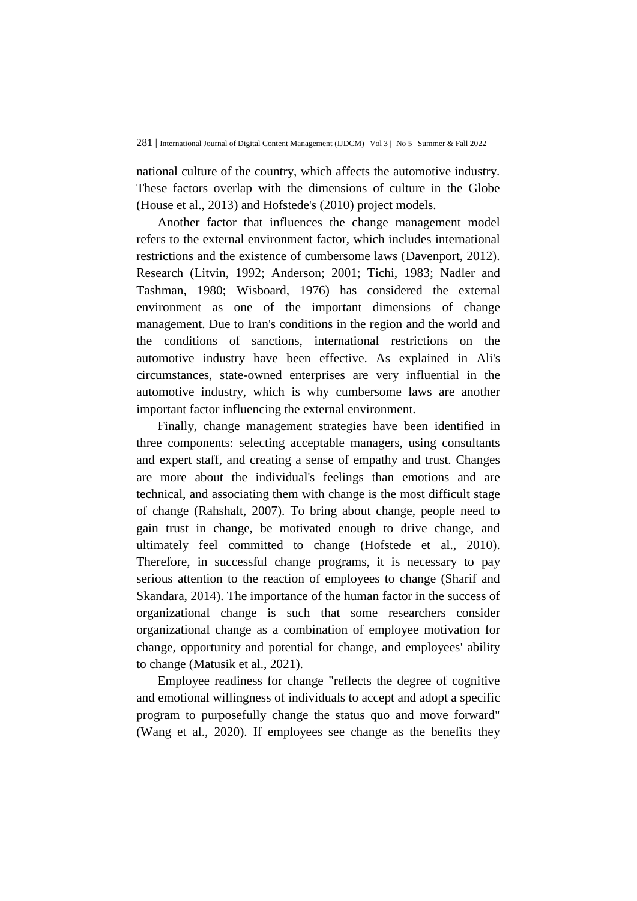national culture of the country, which affects the automotive industry. These factors overlap with the dimensions of culture in the Globe (House et al., 2013) and Hofstede's (2010) project models.

Another factor that influences the change management model refers to the external environment factor, which includes international restrictions and the existence of cumbersome laws (Davenport, 2012). Research (Litvin, 1992; Anderson; 2001; Tichi, 1983; Nadler and Tashman, 1980; Wisboard, 1976) has considered the external environment as one of the important dimensions of change management. Due to Iran's conditions in the region and the world and the conditions of sanctions, international restrictions on the automotive industry have been effective. As explained in Ali's circumstances, state-owned enterprises are very influential in the automotive industry, which is why cumbersome laws are another important factor influencing the external environment.

Finally, change management strategies have been identified in three components: selecting acceptable managers, using consultants and expert staff, and creating a sense of empathy and trust. Changes are more about the individual's feelings than emotions and are technical, and associating them with change is the most difficult stage of change (Rahshalt, 2007). To bring about change, people need to gain trust in change, be motivated enough to drive change, and ultimately feel committed to change (Hofstede et al., 2010). Therefore, in successful change programs, it is necessary to pay serious attention to the reaction of employees to change (Sharif and Skandara, 2014). The importance of the human factor in the success of organizational change is such that some researchers consider organizational change as a combination of employee motivation for change, opportunity and potential for change, and employees' ability to change (Matusik et al., 2021).

Employee readiness for change "reflects the degree of cognitive and emotional willingness of individuals to accept and adopt a specific program to purposefully change the status quo and move forward" (Wang et al., 2020). If employees see change as the benefits they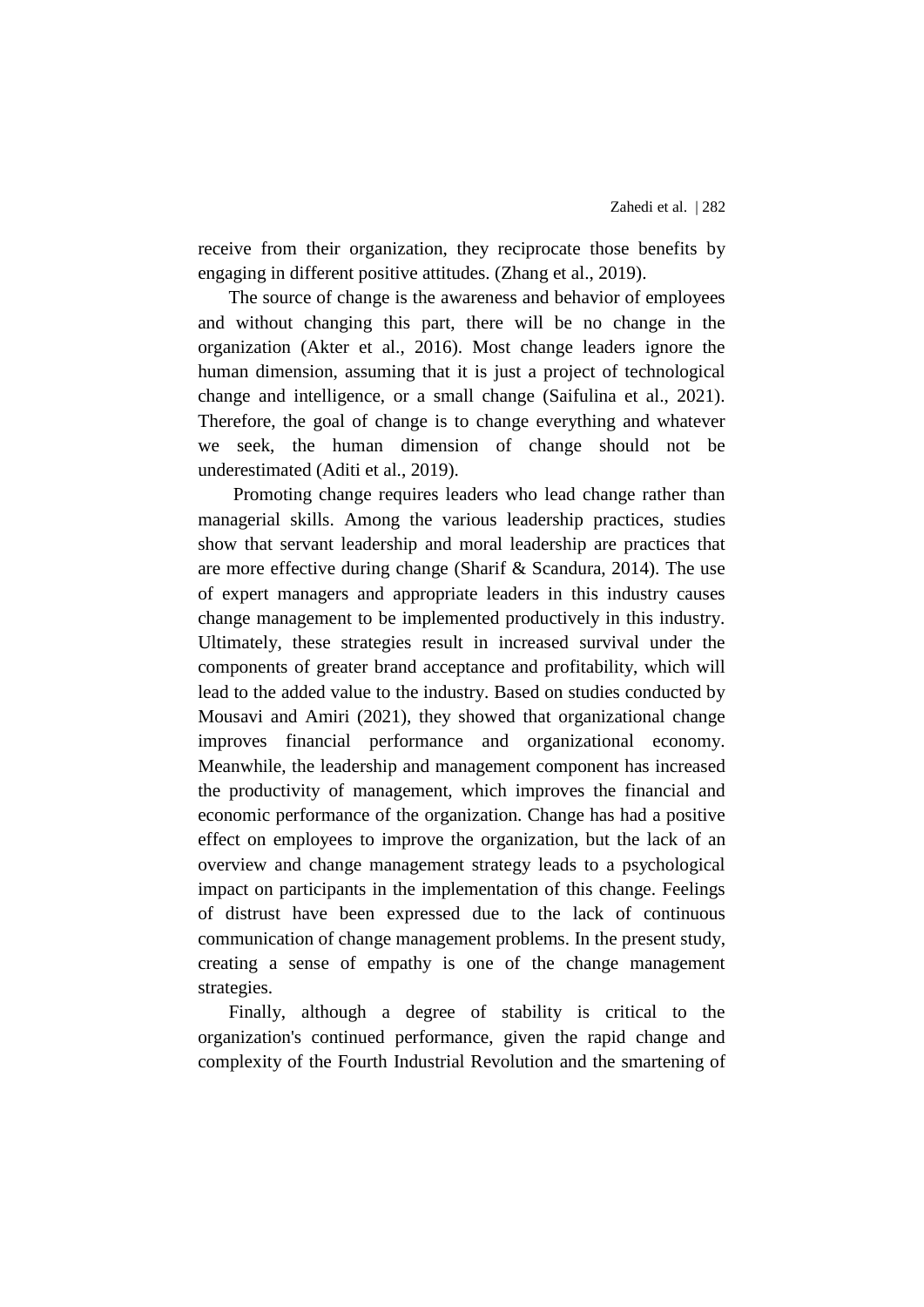receive from their organization, they reciprocate those benefits by engaging in different positive attitudes. (Zhang et al., 2019).

The source of change is the awareness and behavior of employees and without changing this part, there will be no change in the organization (Akter et al., 2016). Most change leaders ignore the human dimension, assuming that it is just a project of technological change and intelligence, or a small change (Saifulina et al., 2021). Therefore, the goal of change is to change everything and whatever we seek, the human dimension of change should not be underestimated (Aditi et al., 2019).

Promoting change requires leaders who lead change rather than managerial skills. Among the various leadership practices, studies show that servant leadership and moral leadership are practices that are more effective during change (Sharif & Scandura, 2014). The use of expert managers and appropriate leaders in this industry causes change management to be implemented productively in this industry. Ultimately, these strategies result in increased survival under the components of greater brand acceptance and profitability, which will lead to the added value to the industry. Based on studies conducted by Mousavi and Amiri (2021), they showed that organizational change improves financial performance and organizational economy. Meanwhile, the leadership and management component has increased the productivity of management, which improves the financial and economic performance of the organization. Change has had a positive effect on employees to improve the organization, but the lack of an overview and change management strategy leads to a psychological impact on participants in the implementation of this change. Feelings of distrust have been expressed due to the lack of continuous communication of change management problems. In the present study, creating a sense of empathy is one of the change management strategies.

Finally, although a degree of stability is critical to the organization's continued performance, given the rapid change and complexity of the Fourth Industrial Revolution and the smartening of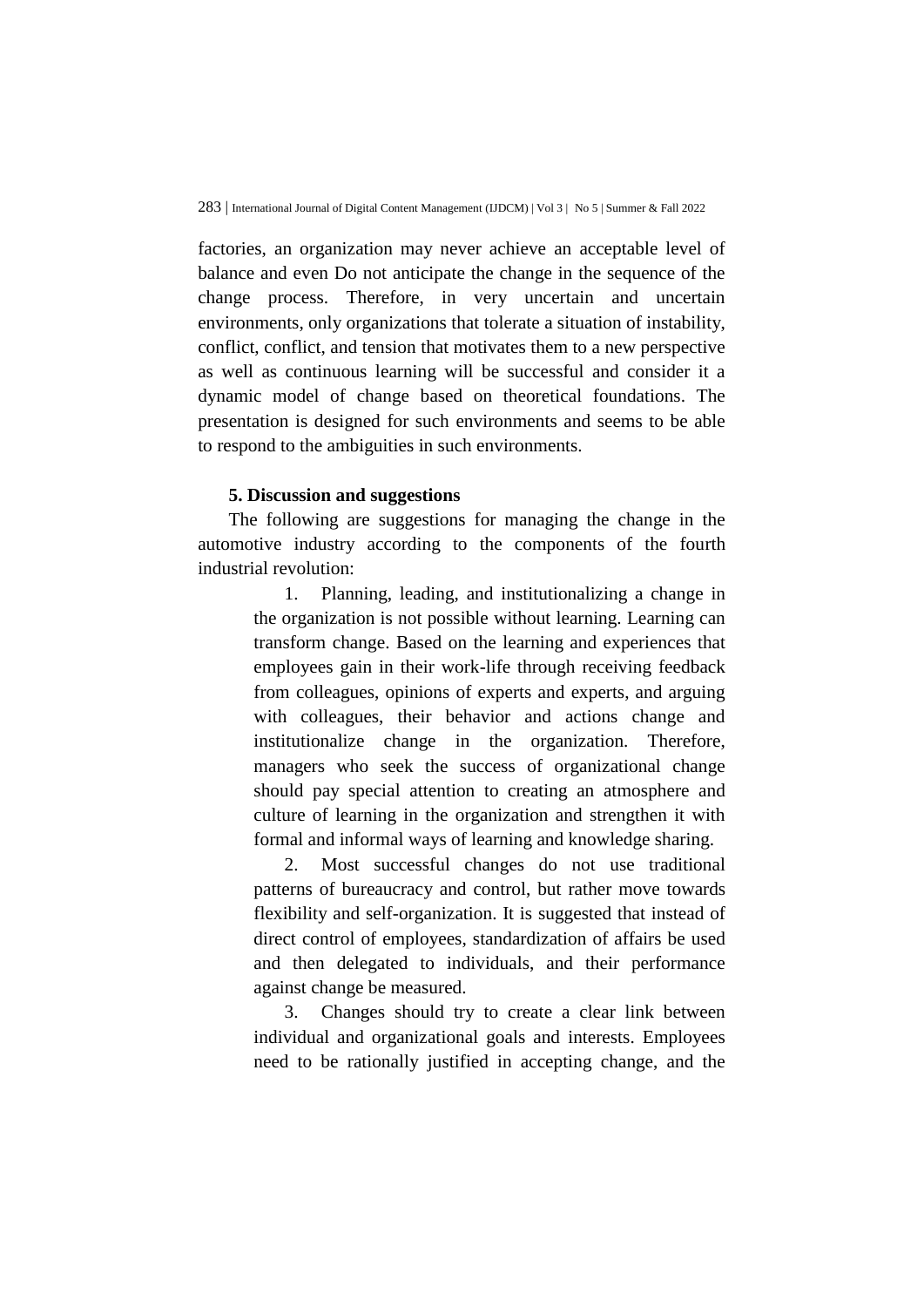factories, an organization may never achieve an acceptable level of balance and even Do not anticipate the change in the sequence of the change process. Therefore, in very uncertain and uncertain environments, only organizations that tolerate a situation of instability, conflict, conflict, and tension that motivates them to a new perspective as well as continuous learning will be successful and consider it a dynamic model of change based on theoretical foundations. The presentation is designed for such environments and seems to be able to respond to the ambiguities in such environments.

## 5. Discussion and suggestions

The following are suggestions for managing the change in the automotive industry according to the components of the fourth industrial revolution:

1. Planning, leading, and institutionalizing a change in the organization is not possible without learning. Learning can transform change. Based on the learning and experiences that employees gain in their work-life through receiving feedback from colleagues, opinions of experts and experts, and arguing with colleagues, their behavior and actions change and institutionalize change in the organization. Therefore, managers who seek the success of organizational change should pay special attention to creating an atmosphere and culture of learning in the organization and strengthen it with formal and informal ways of learning and knowledge sharing.

2. Most successful changes do not use traditional patterns of bureaucracy and control, but rather move towards flexibility and self-organization. It is suggested that instead of direct control of employees, standardization of affairs be used and then delegated to individuals, and their performance against change be measured.

3. Changes should try to create a clear link between individual and organizational goals and interests. Employees need to be rationally justified in accepting change, and the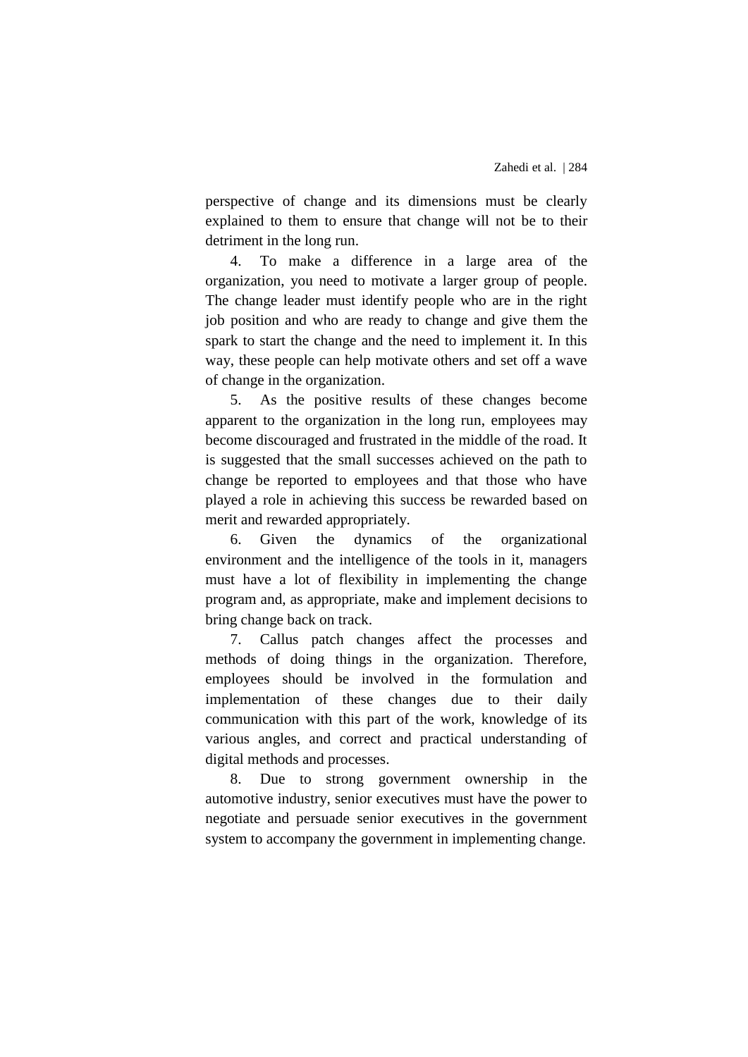perspective of change and its dimensions must be clearly explained to them to ensure that change will not be to their detriment in the long run.

4. To make a difference in a large area of the organization, you need to motivate a larger group of people. The change leader must identify people who are in the right job position and who are ready to change and give them the spark to start the change and the need to implement it. In this way, these people can help motivate others and set off a wave of change in the organization.

5. As the positive results of these changes become apparent to the organization in the long run, employees may become discouraged and frustrated in the middle of the road. It is suggested that the small successes achieved on the path to change be reported to employees and that those who have played a role in achieving this success be rewarded based on merit and rewarded appropriately.

6. Given the dynamics of the organizational environment and the intelligence of the tools in it, managers must have a lot of flexibility in implementing the change program and, as appropriate, make and implement decisions to bring change back on track.

7. Callus patch changes affect the processes and methods of doing things in the organization. Therefore, employees should be involved in the formulation and implementation of these changes due to their daily communication with this part of the work, knowledge of its various angles, and correct and practical understanding of digital methods and processes.

8. Due to strong government ownership in the automotive industry, senior executives must have the power to negotiate and persuade senior executives in the government system to accompany the government in implementing change.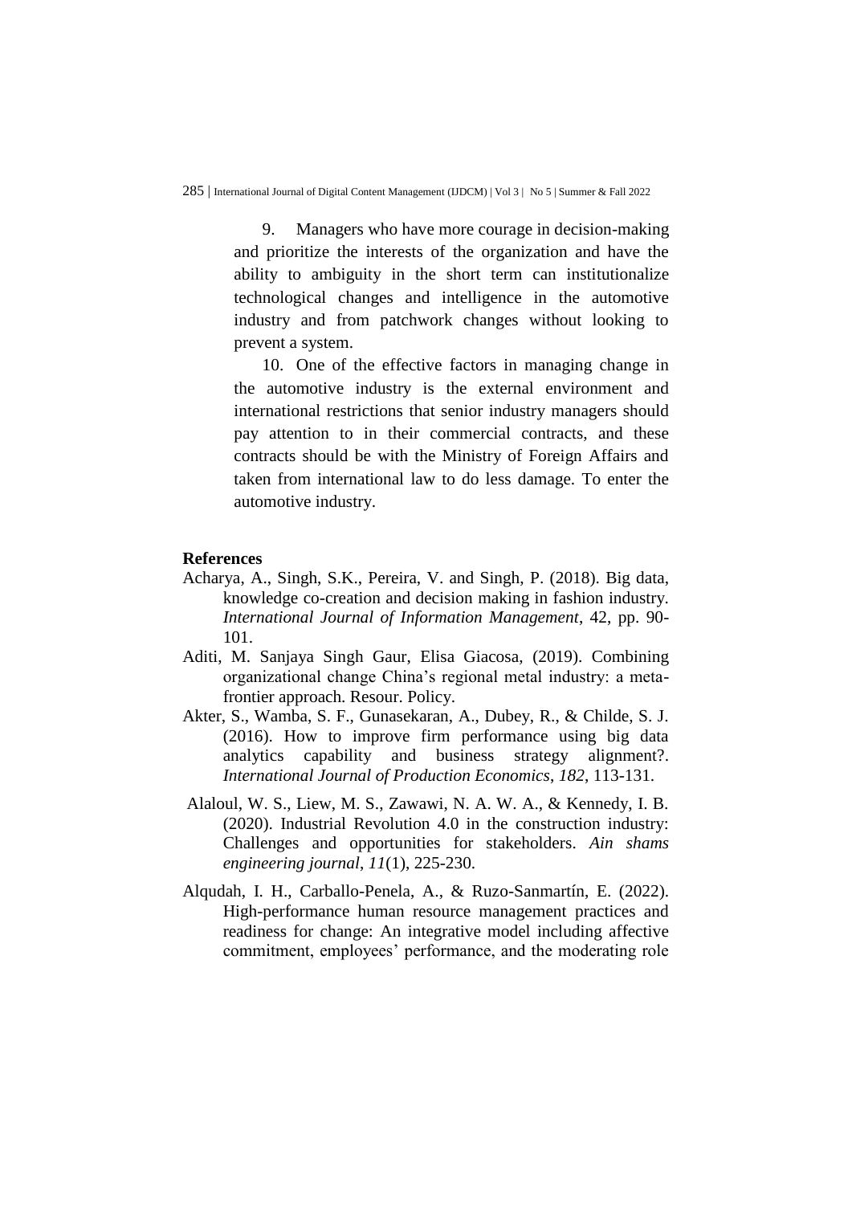9. Managers who have more courage in decision-making and prioritize the interests of the organization and have the ability to ambiguity in the short term can institutionalize technological changes and intelligence in the automotive industry and from patchwork changes without looking to prevent a system.

10. One of the effective factors in managing change in the automotive industry is the external environment and international restrictions that senior industry managers should pay attention to in their commercial contracts, and these contracts should be with the Ministry of Foreign Affairs and taken from international law to do less damage. To enter the automotive industry.

## References

Acharya, A., Singh, S.K., Pereira, V. and Singh, P. (2018). Big data, knowledge co-creation and decision making in fashion industry. *International Journal of Information Management*, 42, pp. 90-101.

Aditi, M. Sanjaya Singh Gaur, Elisa Giacosa, (2019). Combining organizational change China's regional metal industry: a meta-frontier approach. Resour. Policy.

Akter, S., Wamba, S. F., Gunasekaran, A., Dubey, R., & Childe, S. J. (2016). How to improve firm performance using big data analytics capability and business strategy alignment?. *International Journal of Production Economics*, *182*, 113-131.

Alaloul, W. S., Liew, M. S., Zawawi, N. A. W. A., & Kennedy, I. B. (2020). Industrial Revolution 4.0 in the construction industry: Challenges and opportunities for stakeholders. *Ain shams engineering journal*, *11*(1), 225-230.

Alqudah, I. H., Carballo-Penela, A., & Ruzo-Sanmartín, E. (2022). High-performance human resource management practices and readiness for change: An integrative model including affective commitment, employees' performance, and the moderating role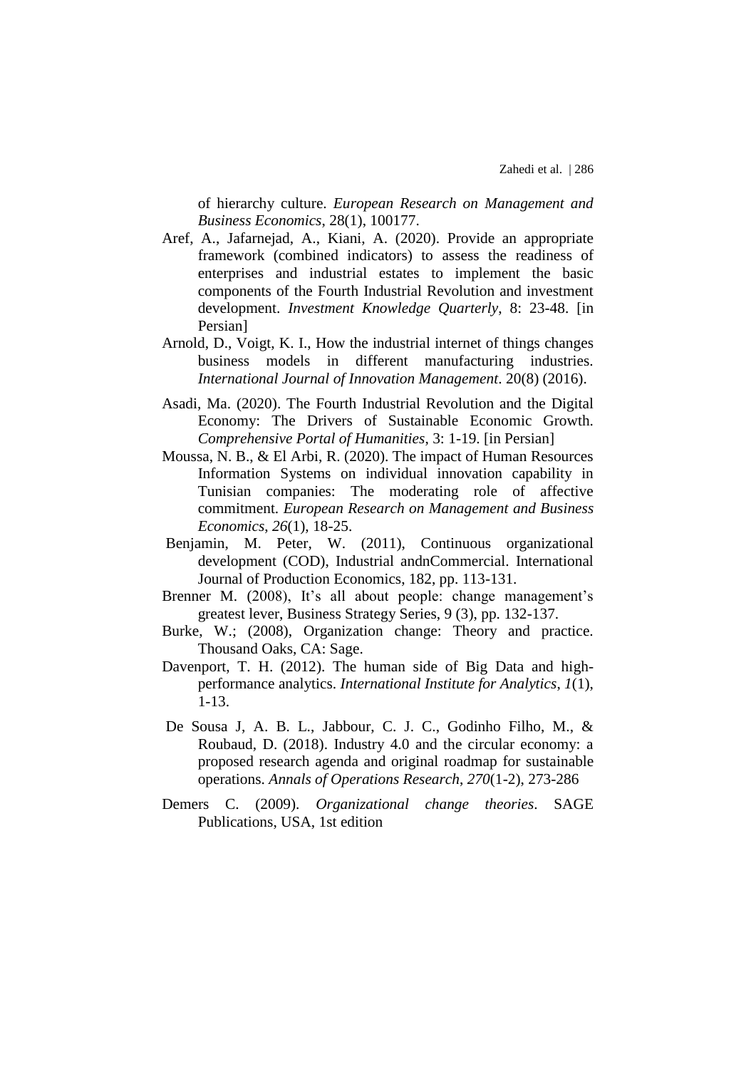of hierarchy culture. *European Research on Management and Business Economics*, 28(1), 100177.

Aref, A., Jafarnejad, A., Kiani, A. (2020). Provide an appropriate framework (combined indicators) to assess the readiness of enterprises and industrial estates to implement the basic components of the Fourth Industrial Revolution and investment development. *Investment Knowledge Quarterly*, 8: 23-48. [in Persian]

Arnold, D., Voigt, K. I., How the industrial internet of things changes business models in different manufacturing industries. *International Journal of Innovation Management*. 20(8) (2016).

Asadi, Ma. (2020). The Fourth Industrial Revolution and the Digital Economy: The Drivers of Sustainable Economic Growth. *Comprehensive Portal of Humanities*, 3: 1-19. [in Persian]

Moussa, N. B., & El Arbi, R. (2020). The impact of Human Resources Information Systems on individual innovation capability in Tunisian companies: The moderating role of affective commitment. *European Research on Management and Business Economics*, *26*(1), 18-25.

Benjamin, M. Peter, W. (2011), Continuous organizational development (COD), Industrial andnCommercial. International Journal of Production Economics, 182, pp. 113-131.

Brenner M. (2008), It's all about people: change management's greatest lever, Business Strategy Series, 9 (3), pp. 132-137.

Burke, W.; (2008), Organization change: Theory and practice. Thousand Oaks, CA: Sage.

Davenport, T. H. (2012). The human side of Big Data and high-performance analytics. *International Institute for Analytics*, *1*(1), 1-13.

De Sousa J, A. B. L., Jabbour, C. J. C., Godinho Filho, M., & Roubaud, D. (2018). Industry 4.0 and the circular economy: a proposed research agenda and original roadmap for sustainable operations. *Annals of Operations Research*, *270*(1-2), 273-286

Demers C. (2009). *Organizational change theories*. SAGE Publications, USA, 1st edition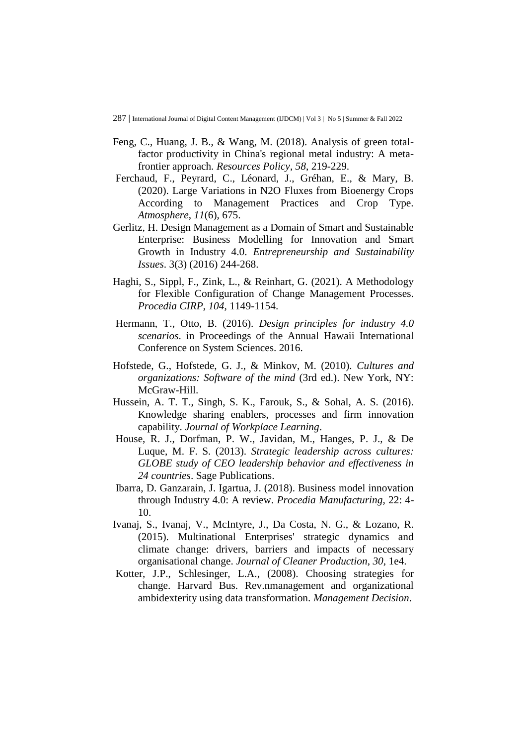Feng, C., Huang, J. B., & Wang, M. (2018). Analysis of green total-factor productivity in China's regional metal industry: A meta-frontier approach. *Resources Policy*, *58*, 219-229.

Ferchaud, F., Peyrard, C., Léonard, J., Gréhan, E., & Mary, B. (2020). Large Variations in N2O Fluxes from Bioenergy Crops According to Management Practices and Crop Type. *Atmosphere*, *11*(6), 675.

Gerlitz, H. Design Management as a Domain of Smart and Sustainable Enterprise: Business Modelling for Innovation and Smart Growth in Industry 4.0. *Entrepreneurship and Sustainability Issues*. 3(3) (2016) 244-268.

Haghi, S., Sippl, F., Zink, L., & Reinhart, G. (2021). A Methodology for Flexible Configuration of Change Management Processes. *Procedia CIRP*, *104*, 1149-1154.

Hermann, T., Otto, B. (2016). *Design principles for industry 4.0 scenarios*. in Proceedings of the Annual Hawaii International Conference on System Sciences. 2016.

Hofstede, G., Hofstede, G. J., & Minkov, M. (2010). *Cultures and organizations: Software of the mind* (3rd ed.). New York, NY: McGraw-Hill.

Hussein, A. T. T., Singh, S. K., Farouk, S., & Sohal, A. S. (2016). Knowledge sharing enablers, processes and firm innovation capability. *Journal of Workplace Learning*.

House, R. J., Dorfman, P. W., Javidan, M., Hanges, P. J., & De Luque, M. F. S. (2013). *Strategic leadership across cultures: GLOBE study of CEO leadership behavior and effectiveness in 24 countries*. Sage Publications.

Ibarra, D. Ganzarain, J. Igartua, J. (2018). Business model innovation through Industry 4.0: A review. *Procedia Manufacturing*, 22: 4-10.

Ivanaj, S., Ivanaj, V., McIntyre, J., Da Costa, N. G., & Lozano, R. (2015). Multinational Enterprises' strategic dynamics and climate change: drivers, barriers and impacts of necessary organisational change. *Journal of Cleaner Production*, *30*, 1e4.

Kotter, J.P., Schlesinger, L.A., (2008). Choosing strategies for change. Harvard Bus. Rev.nmanagement and organizational ambidexterity using data transformation. *Management Decision*.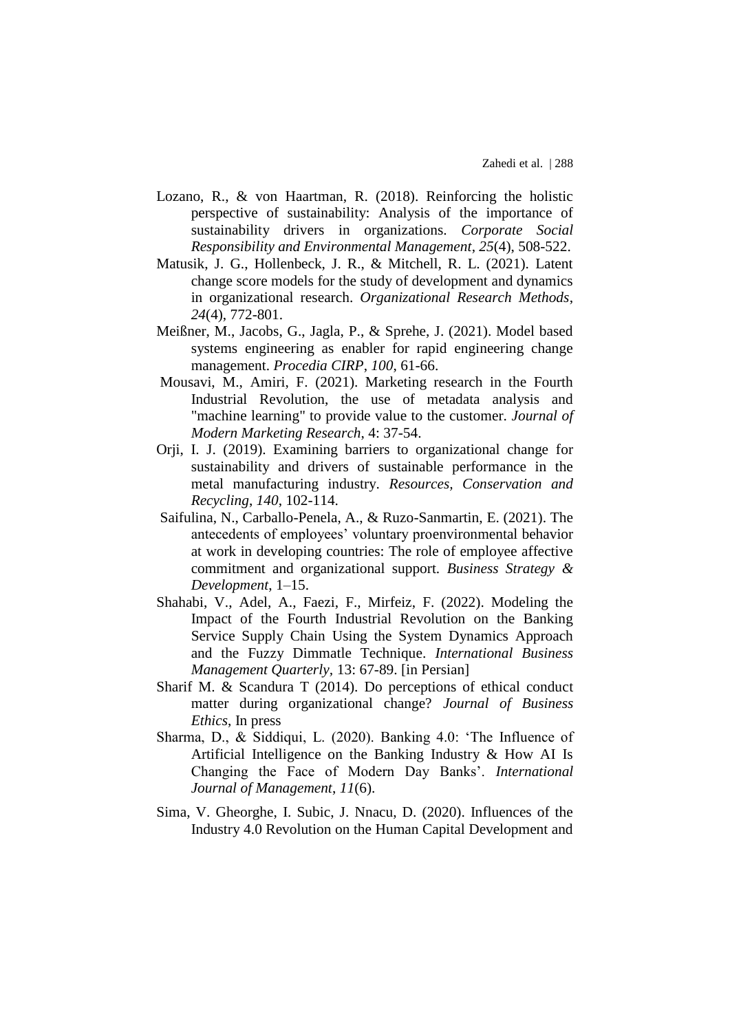Lozano, R., & von Haartman, R. (2018). Reinforcing the holistic perspective of sustainability: Analysis of the importance of sustainability drivers in organizations. *Corporate Social Responsibility and Environmental Management*, *25*(4), 508-522.

Matusik, J. G., Hollenbeck, J. R., & Mitchell, R. L. (2021). Latent change score models for the study of development and dynamics in organizational research. *Organizational Research Methods*, *24*(4), 772-801.

Meißner, M., Jacobs, G., Jagla, P., & Sprehe, J. (2021). Model based systems engineering as enabler for rapid engineering change management. *Procedia CIRP*, *100*, 61-66.

Mousavi, M., Amiri, F. (2021). Marketing research in the Fourth Industrial Revolution, the use of metadata analysis and "machine learning" to provide value to the customer. *Journal of Modern Marketing Research*, 4: 37-54.

Orji, I. J. (2019). Examining barriers to organizational change for sustainability and drivers of sustainable performance in the metal manufacturing industry. *Resources, Conservation and Recycling*, *140*, 102-114.

Saifulina, N., Carballo-Penela, A., & Ruzo-Sanmartin, E. (2021). The antecedents of employees' voluntary proenvironmental behavior at work in developing countries: The role of employee affective commitment and organizational support. *Business Strategy & Development*, 1–15.

Shahabi, V., Adel, A., Faezi, F., Mirfeiz, F. (2022). Modeling the Impact of the Fourth Industrial Revolution on the Banking Service Supply Chain Using the System Dynamics Approach and the Fuzzy Dimmatle Technique. *International Business Management Quarterly*, 13: 67-89. [in Persian]

Sharif M. & Scandura T (2014). Do perceptions of ethical conduct matter during organizational change? *Journal of Business Ethics*, In press

Sharma, D., & Siddiqui, L. (2020). Banking 4.0: 'The Influence of Artificial Intelligence on the Banking Industry & How AI Is Changing the Face of Modern Day Banks'. *International Journal of Management*, *11*(6).

Sima, V. Gheorghe, I. Subic, J. Nnacu, D. (2020). Influences of the Industry 4.0 Revolution on the Human Capital Development and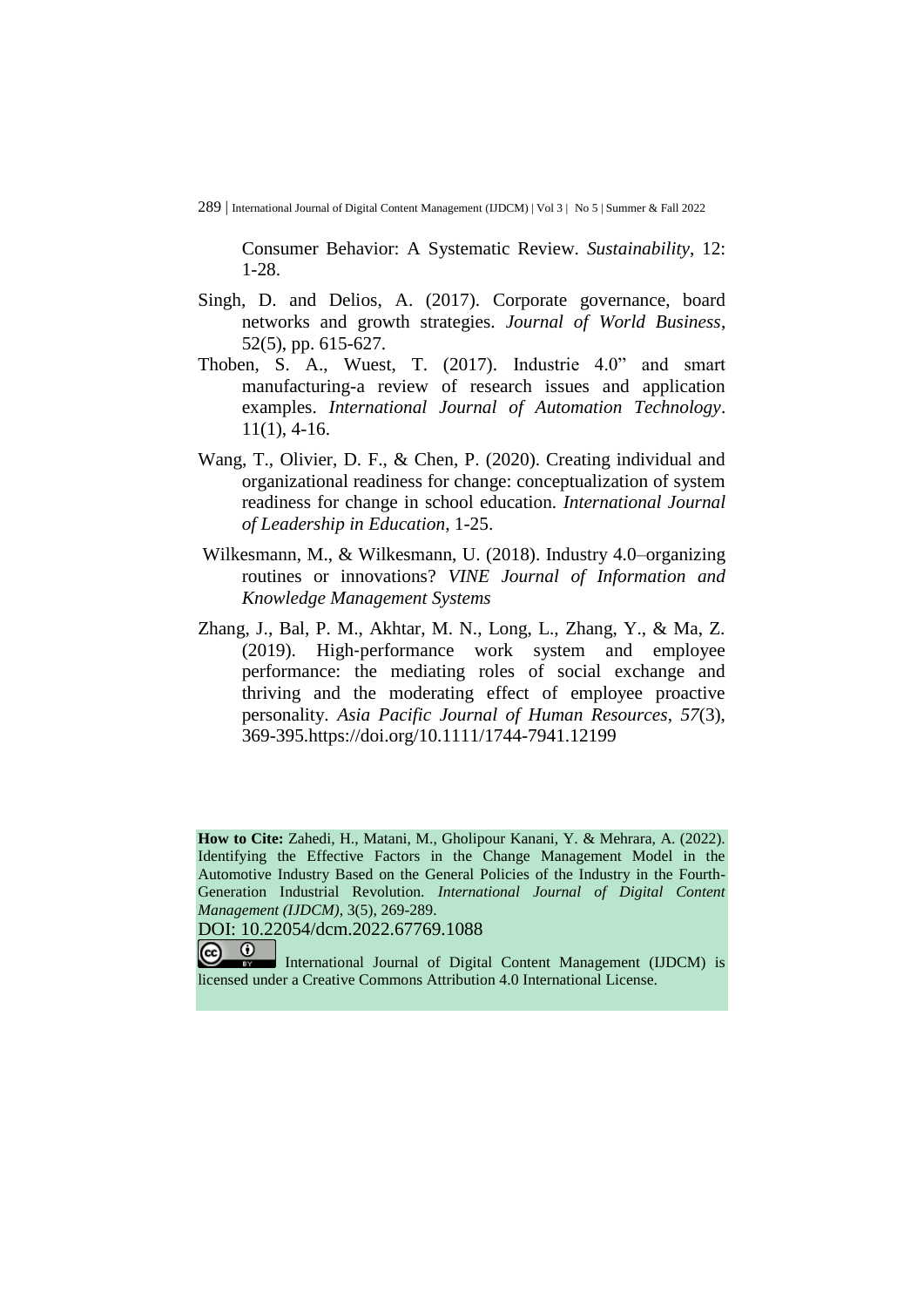Consumer Behavior: A Systematic Review. *Sustainability*, 12: 1-28.

Singh, D. and Delios, A. (2017). Corporate governance, board networks and growth strategies. *Journal of World Business*, 52(5), pp. 615-627.

Thoben, S. A., Wuest, T. (2017). Industrie 4.0" and smart manufacturing-a review of research issues and application examples. *International Journal of Automation Technology*. 11(1), 4-16.

Wang, T., Olivier, D. F., & Chen, P. (2020). Creating individual and organizational readiness for change: conceptualization of system readiness for change in school education. *International Journal of Leadership in Education*, 1-25.

Wilkesmann, M., & Wilkesmann, U. (2018). Industry 4.0–organizing routines or innovations? *VINE Journal of Information and Knowledge Management Systems*

Zhang, J., Bal, P. M., Akhtar, M. N., Long, L., Zhang, Y., & Ma, Z. (2019). High-performance work system and employee performance: the mediating roles of social exchange and thriving and the moderating effect of employee proactive personality. *Asia Pacific Journal of Human Resources*, *57*(3), 369-395.https://doi.org/10.1111/1744-7941.12199

**How to Cite:** Zahedi, H., Matani, M., Gholipour Kanani, Y. & Mehrara, A. (2022). Identifying the Effective Factors in the Change Management Model in the Automotive Industry Based on the General Policies of the Industry in the Fourth-Generation Industrial Revolution. *International Journal of Digital Content Management (IJDCM)*, 3(5), 269-289.

DOI: 10.22054/dcm.2022.67769.1088

International Journal of Digital Content Management (IJDCM) is licensed under a Creative Commons Attribution 4.0 International License.